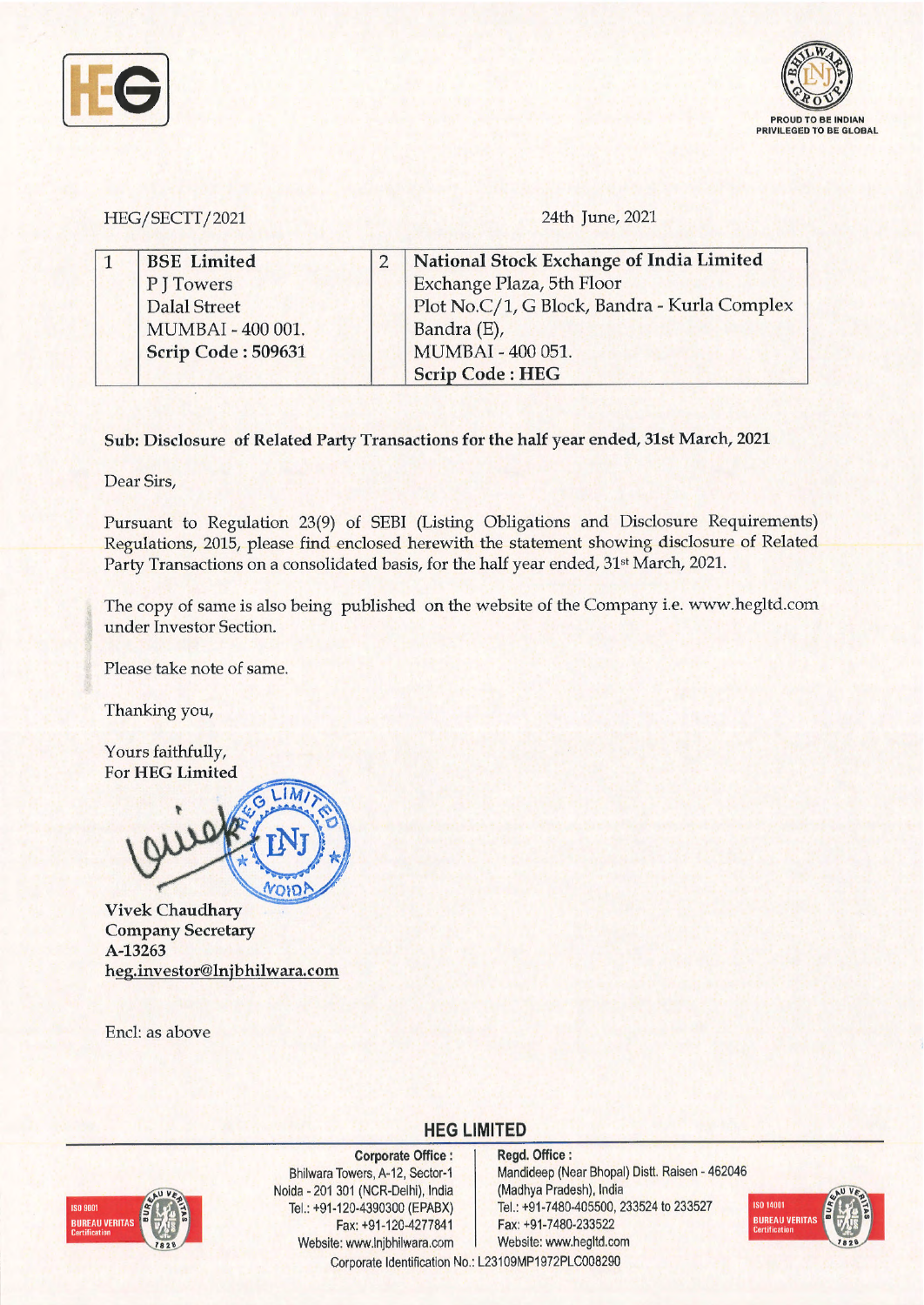HEG/SECTT/2021

24th June, 2021

| 1 | **BSE Limited**<br>P J Towers<br>Dalal Street<br>MUMBAI - 400 001.<br>**Scrip Code : 509631** | 2 | **National Stock Exchange of India Limited**<br>Exchange Plaza, 5th Floor<br>Plot No.C/1, G Block, Bandra - Kurla Complex<br>Bandra (E),<br>MUMBAI - 400 051.<br>**Scrip Code : HEG** |
|---|---|---|---|

**Sub: Disclosure of Related Party Transactions for the half year ended, 31st March, 2021**

Dear Sirs,

Pursuant to Regulation 23(9) of SEBI (Listing Obligations and Disclosure Requirements) Regulations, 2015, please find enclosed herewith the statement showing disclosure of Related Party Transactions on a consolidated basis, for the half year ended, 31st March, 2021.

The copy of same is also being published on the website of the Company i.e. www.hegltd.com under Investor Section.

Please take note of same.

Thanking you,

Yours faithfully,
For HEG Limited

**Vivek Chaudhary**
**Company Secretary**
**A-13263**
**heg.investor@lnjbhilwara.com**

Encl: as above

**HEG LIMITED**

**Corporate Office :** Bhilwara Towers, A-12, Sector-1, Noida - 201 301 (NCR-Delhi), India, Tel.: +91-120-4390300 (EPABX), Fax: +91-120-4277841, Website: www.lnjbhilwara.com

**Regd. Office :** Mandideep (Near Bhopal) Distt. Raisen - 462046 (Madhya Pradesh), India, Tel.: +91-7480-405500, 233524 to 233527, Fax: +91-7480-233522, Website: www.hegltd.com

Corporate Identification No.: L23109MP1972PLC008290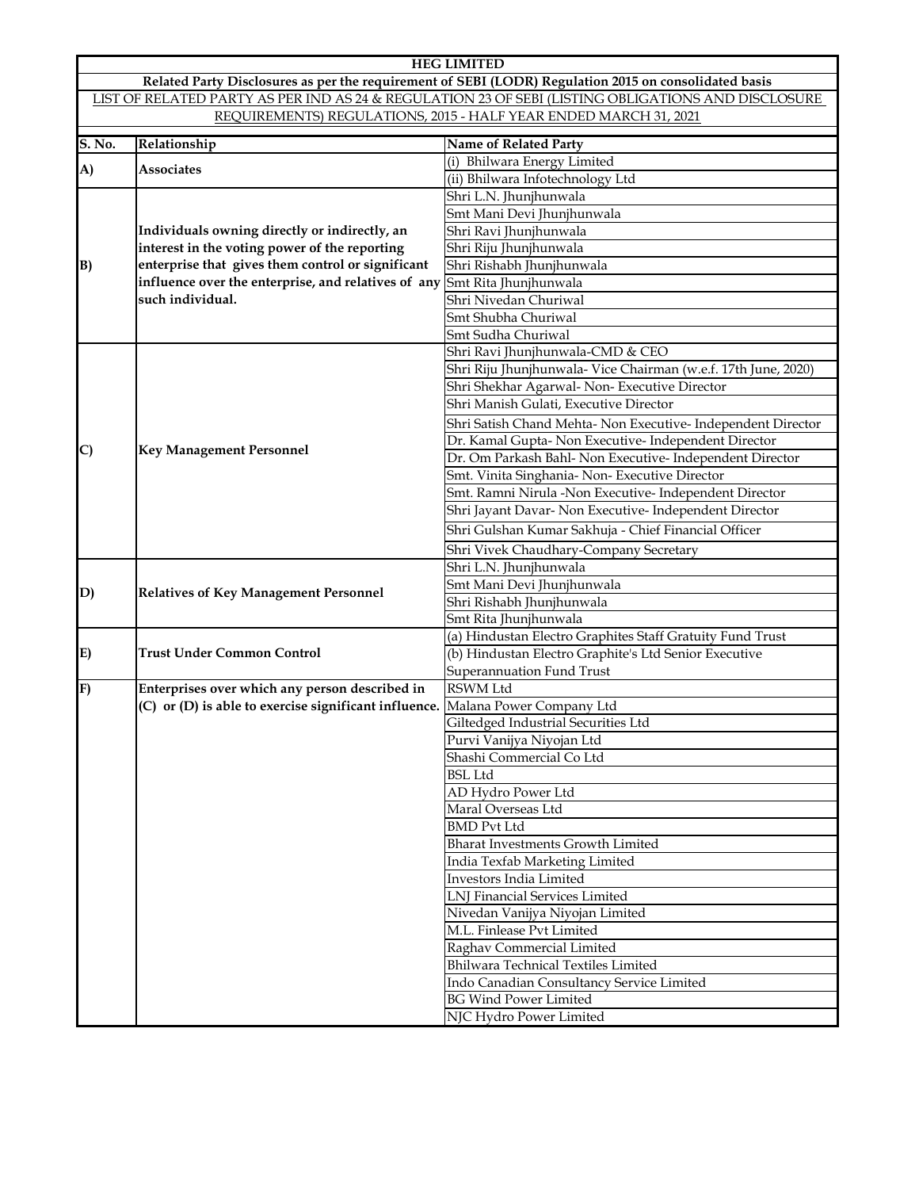**HEG LIMITED**

**Related Party Disclosures as per the requirement of SEBI (LODR) Regulation 2015 on consolidated basis**

LIST OF RELATED PARTY AS PER IND AS 24 & REGULATION 23 OF SEBI (LISTING OBLIGATIONS AND DISCLOSURE REQUIREMENTS) REGULATIONS, 2015 - HALF YEAR ENDED MARCH 31, 2021

| S. No. | Relationship | Name of Related Party |
|---|---|---|
| A) | Associates | (i) Bhilwara Energy Limited |
| | | (ii) Bhilwara Infotechnology Ltd |
| B) | Individuals owning directly or indirectly, an interest in the voting power of the reporting enterprise that gives them control or significant influence over the enterprise, and relatives of any such individual. | Shri L.N. Jhunjhunwala |
| | | Smt Mani Devi Jhunjhunwala |
| | | Shri Ravi Jhunjhunwala |
| | | Shri Riju Jhunjhunwala |
| | | Shri Rishabh Jhunjhunwala |
| | | Smt Rita Jhunjhunwala |
| | | Shri Nivedan Churiwal |
| | | Smt Shubha Churiwal |
| | | Smt Sudha Churiwal |
| C) | Key Management Personnel | Shri Ravi Jhunjhunwala-CMD & CEO |
| | | Shri Riju Jhunjhunwala- Vice Chairman (w.e.f. 17th June, 2020) |
| | | Shri Shekhar Agarwal- Non- Executive Director |
| | | Shri Manish Gulati, Executive Director |
| | | Shri Satish Chand Mehta- Non Executive- Independent Director |
| | | Dr. Kamal Gupta- Non Executive- Independent Director |
| | | Dr. Om Parkash Bahl- Non Executive- Independent Director |
| | | Smt. Vinita Singhania- Non- Executive Director |
| | | Smt. Ramni Nirula -Non Executive- Independent Director |
| | | Shri Jayant Davar- Non Executive- Independent Director |
| | | Shri Gulshan Kumar Sakhuja - Chief Financial Officer |
| | | Shri Vivek Chaudhary-Company Secretary |
| D) | Relatives of Key Management Personnel | Shri L.N. Jhunjhunwala |
| | | Smt Mani Devi Jhunjhunwala |
| | | Shri Rishabh Jhunjhunwala |
| | | Smt Rita Jhunjhunwala |
| E) | Trust Under Common Control | (a) Hindustan Electro Graphites Staff Gratuity Fund Trust |
| | | (b) Hindustan Electro Graphite's Ltd Senior Executive Superannuation Fund Trust |
| F) | Enterprises over which any person described in (C) or (D) is able to exercise significant influence. | RSWM Ltd |
| | | Malana Power Company Ltd |
| | | Giltedged Industrial Securities Ltd |
| | | Purvi Vanijya Niyojan Ltd |
| | | Shashi Commercial Co Ltd |
| | | BSL Ltd |
| | | AD Hydro Power Ltd |
| | | Maral Overseas Ltd |
| | | BMD Pvt Ltd |
| | | Bharat Investments Growth Limited |
| | | India Texfab Marketing Limited |
| | | Investors India Limited |
| | | LNJ Financial Services Limited |
| | | Nivedan Vanijya Niyojan Limited |
| | | M.L. Finlease Pvt Limited |
| | | Raghav Commercial Limited |
| | | Bhilwara Technical Textiles Limited |
| | | Indo Canadian Consultancy Service Limited |
| | | BG Wind Power Limited |
| | | NJC Hydro Power Limited |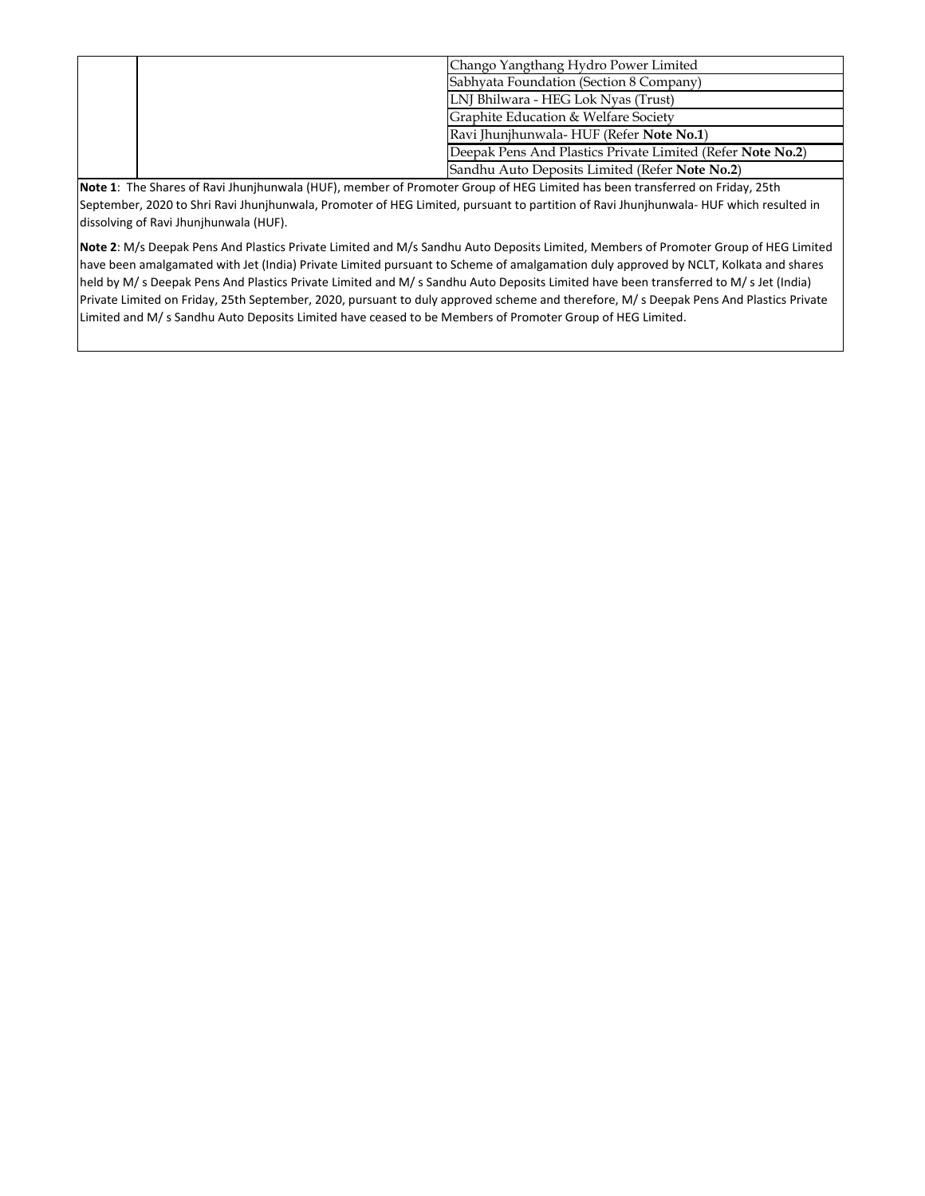| | | |
|---|---|---|
| | | Chango Yangthang Hydro Power Limited |
| | | Sabhyata Foundation (Section 8 Company) |
| | | LNJ Bhilwara - HEG Lok Nyas (Trust) |
| | | Graphite Education & Welfare Society |
| | | Ravi Jhunjhunwala- HUF (Refer **Note No.1**) |
| | | Deepak Pens And Plastics Private Limited (Refer **Note No.2**) |
| | | Sandhu Auto Deposits Limited (Refer **Note No.2**) |

**Note 1**: The Shares of Ravi Jhunjhunwala (HUF), member of Promoter Group of HEG Limited has been transferred on Friday, 25th September, 2020 to Shri Ravi Jhunjhunwala, Promoter of HEG Limited, pursuant to partition of Ravi Jhunjhunwala- HUF which resulted in dissolving of Ravi Jhunjhunwala (HUF).

**Note 2**: M/s Deepak Pens And Plastics Private Limited and M/s Sandhu Auto Deposits Limited, Members of Promoter Group of HEG Limited have been amalgamated with Jet (India) Private Limited pursuant to Scheme of amalgamation duly approved by NCLT, Kolkata and shares held by M/ s Deepak Pens And Plastics Private Limited and M/ s Sandhu Auto Deposits Limited have been transferred to M/ s Jet (India) Private Limited on Friday, 25th September, 2020, pursuant to duly approved scheme and therefore, M/ s Deepak Pens And Plastics Private Limited and M/ s Sandhu Auto Deposits Limited have ceased to be Members of Promoter Group of HEG Limited.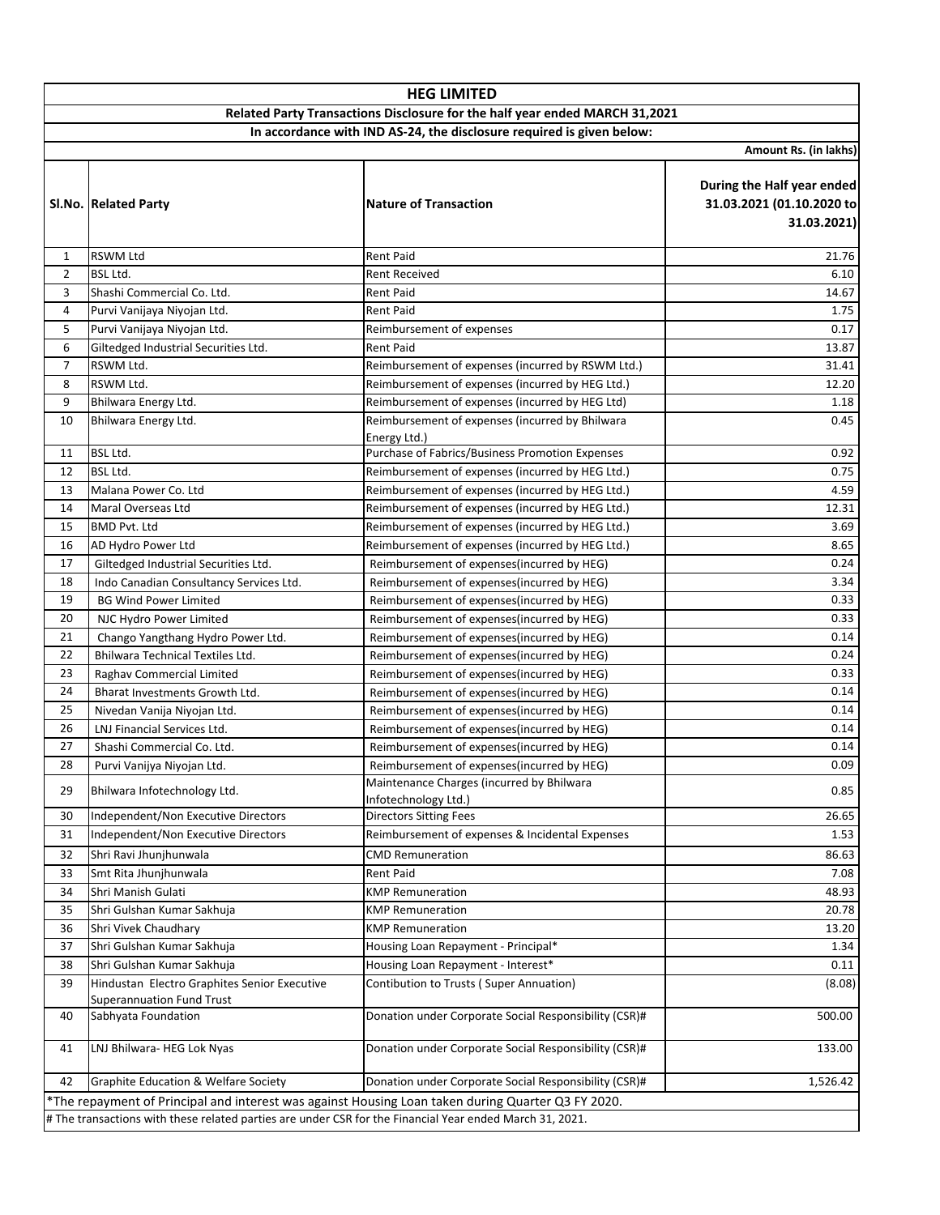# HEG LIMITED

## Related Party Transactions Disclosure for the half year ended MARCH 31,2021

### In accordance with IND AS-24, the disclosure required is given below:

Amount Rs. (in lakhs)

| Sl.No. | Related Party | Nature of Transaction | During the Half year ended 31.03.2021 (01.10.2020 to 31.03.2021) |
|---|---|---|---|
| 1 | RSWM Ltd | Rent Paid | 21.76 |
| 2 | BSL Ltd. | Rent Received | 6.10 |
| 3 | Shashi Commercial Co. Ltd. | Rent Paid | 14.67 |
| 4 | Purvi Vanijaya Niyojan Ltd. | Rent Paid | 1.75 |
| 5 | Purvi Vanijaya Niyojan Ltd. | Reimbursement of expenses | 0.17 |
| 6 | Giltedged Industrial Securities Ltd. | Rent Paid | 13.87 |
| 7 | RSWM Ltd. | Reimbursement of expenses (incurred by RSWM Ltd.) | 31.41 |
| 8 | RSWM Ltd. | Reimbursement of expenses (incurred by HEG Ltd.) | 12.20 |
| 9 | Bhilwara Energy Ltd. | Reimbursement of expenses (incurred by HEG Ltd) | 1.18 |
| 10 | Bhilwara Energy Ltd. | Reimbursement of expenses (incurred by Bhilwara Energy Ltd.) | 0.45 |
| 11 | BSL Ltd. | Purchase of Fabrics/Business Promotion Expenses | 0.92 |
| 12 | BSL Ltd. | Reimbursement of expenses (incurred by HEG Ltd.) | 0.75 |
| 13 | Malana Power Co. Ltd | Reimbursement of expenses (incurred by HEG Ltd.) | 4.59 |
| 14 | Maral Overseas Ltd | Reimbursement of expenses (incurred by HEG Ltd.) | 12.31 |
| 15 | BMD Pvt. Ltd | Reimbursement of expenses (incurred by HEG Ltd.) | 3.69 |
| 16 | AD Hydro Power Ltd | Reimbursement of expenses (incurred by HEG Ltd.) | 8.65 |
| 17 | Giltedged Industrial Securities Ltd. | Reimbursement of expenses(incurred by HEG) | 0.24 |
| 18 | Indo Canadian Consultancy Services Ltd. | Reimbursement of expenses(incurred by HEG) | 3.34 |
| 19 | BG Wind Power Limited | Reimbursement of expenses(incurred by HEG) | 0.33 |
| 20 | NJC Hydro Power Limited | Reimbursement of expenses(incurred by HEG) | 0.33 |
| 21 | Chango Yangthang Hydro Power Ltd. | Reimbursement of expenses(incurred by HEG) | 0.14 |
| 22 | Bhilwara Technical Textiles Ltd. | Reimbursement of expenses(incurred by HEG) | 0.24 |
| 23 | Raghav Commercial Limited | Reimbursement of expenses(incurred by HEG) | 0.33 |
| 24 | Bharat Investments Growth Ltd. | Reimbursement of expenses(incurred by HEG) | 0.14 |
| 25 | Nivedan Vanija Niyojan Ltd. | Reimbursement of expenses(incurred by HEG) | 0.14 |
| 26 | LNJ Financial Services Ltd. | Reimbursement of expenses(incurred by HEG) | 0.14 |
| 27 | Shashi Commercial Co. Ltd. | Reimbursement of expenses(incurred by HEG) | 0.14 |
| 28 | Purvi Vanijya Niyojan Ltd. | Reimbursement of expenses(incurred by HEG) | 0.09 |
| 29 | Bhilwara Infotechnology Ltd. | Maintenance Charges (incurred by Bhilwara Infotechnology Ltd.) | 0.85 |
| 30 | Independent/Non Executive Directors | Directors Sitting Fees | 26.65 |
| 31 | Independent/Non Executive Directors | Reimbursement of expenses & Incidental Expenses | 1.53 |
| 32 | Shri Ravi Jhunjhunwala | CMD Remuneration | 86.63 |
| 33 | Smt Rita Jhunjhunwala | Rent Paid | 7.08 |
| 34 | Shri Manish Gulati | KMP Remuneration | 48.93 |
| 35 | Shri Gulshan Kumar Sakhuja | KMP Remuneration | 20.78 |
| 36 | Shri Vivek Chaudhary | KMP Remuneration | 13.20 |
| 37 | Shri Gulshan Kumar Sakhuja | Housing Loan Repayment - Principal* | 1.34 |
| 38 | Shri Gulshan Kumar Sakhuja | Housing Loan Repayment - Interest* | 0.11 |
| 39 | Hindustan Electro Graphites Senior Executive Superannuation Fund Trust | Contibution to Trusts ( Super Annuation) | (8.08) |
| 40 | Sabhyata Foundation | Donation under Corporate Social Responsibility (CSR)# | 500.00 |
| 41 | LNJ Bhilwara- HEG Lok Nyas | Donation under Corporate Social Responsibility (CSR)# | 133.00 |
| 42 | Graphite Education & Welfare Society | Donation under Corporate Social Responsibility (CSR)# | 1,526.42 |

*The repayment of Principal and interest was against Housing Loan taken during Quarter Q3 FY 2020.

# The transactions with these related parties are under CSR for the Financial Year ended March 31, 2021.